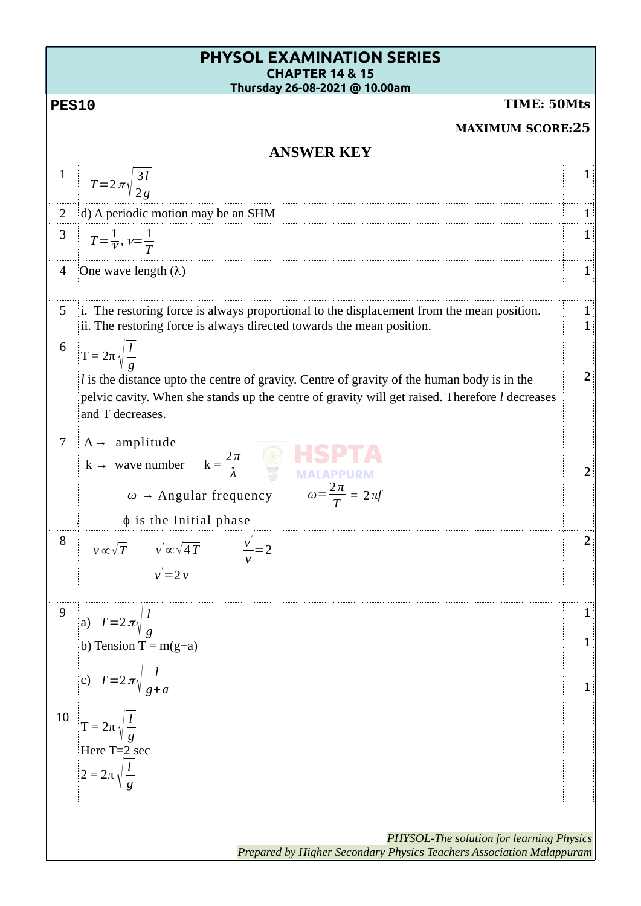# PHYSOL EXAMINATION SERIES

**CHAPTER 14 & 15**

**Thursday 26-08-2021 @ 10.00am**

**PES10** **TIME: 50Mts**

**MAXIMUM SCORE:25**

## ANSWER KEY

| | | |
|---|---|---|
| 1 | $T=2\pi\sqrt{\frac{3l}{2g}}$ | **1** |
| 2 | d) A periodic motion may be an SHM | **1** |
| 3 | $T=\frac{1}{\nu},\ \nu=\frac{1}{T}$ | **1** |
| 4 | One wave length (λ) | **1** |
| 5 | i. The restoring force is always proportional to the displacement from the mean position.<br>ii. The restoring force is always directed towards the mean position. | **1**<br>**1** |
| 6 | $T = 2\pi\sqrt{\frac{l}{g}}$<br>$l$ is the distance upto the centre of gravity. Centre of gravity of the human body is in the pelvic cavity. When she stands up the centre of gravity will get raised. Therefore $l$ decreases and T decreases. | **2** |
| 7 | A → amplitude<br>k → wave number $k = \frac{2\pi}{\lambda}$<br>ω → Angular frequency $\omega=\frac{2\pi}{T} = 2\pi f$<br>ϕ is the Initial phase | **2** |
| 8 | $v \propto \sqrt{T}$ $v' \propto \sqrt{4T}$ $\frac{v'}{v}=2$<br>$v'=2v$ | **2** |
| 9 | a) $T=2\pi\sqrt{\frac{l}{g}}$<br>b) Tension T = m(g+a)<br>c) $T=2\pi\sqrt{\frac{l}{g+a}}$ | **1**<br>**1**<br>**1** |
| 10 | $T = 2\pi\sqrt{\frac{l}{g}}$<br>Here T=2 sec<br>$2 = 2\pi\sqrt{\frac{l}{g}}$ | |

*PHYSOL-The solution for learning Physics*
*Prepared by Higher Secondary Physics Teachers Association Malappuram*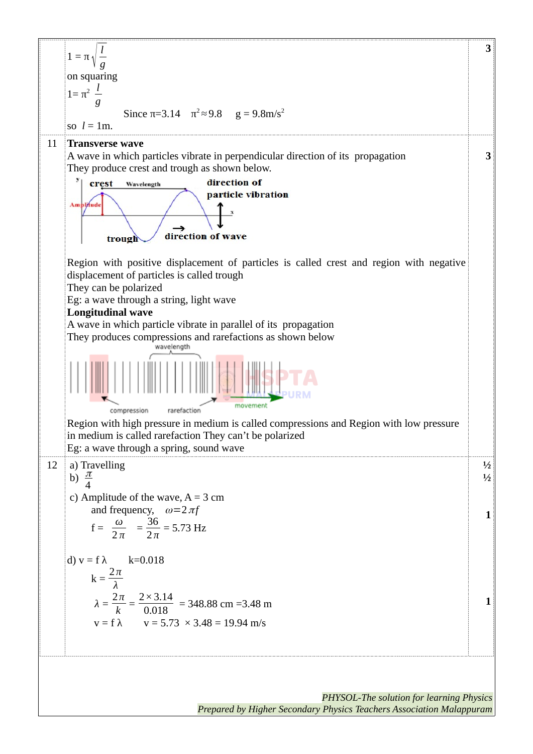| | | |
|---|---|---|
| | $1 = \pi\sqrt{\frac{l}{g}}$<br>on squaring<br>$1 = \pi^2 \frac{l}{g}$<br>Since $\pi$=3.14 $\pi^2 \approx 9.8$ $g = 9.8 m/s^2$<br>so $l$ = 1m. | 3 |
| 11 | **Transverse wave**<br>A wave in which particles vibrate in perpendicular direction of its propagation<br>They produce crest and trough as shown below.<br>crest, Wavelength, Amplitude, direction of particle vibration, trough, direction of wave<br>Region with positive displacement of particles is called crest and region with negative displacement of particles is called trough<br>They can be polarized<br>Eg: a wave through a string, light wave<br>**Longitudinal wave**<br>A wave in which particle vibrate in parallel of its propagation<br>They produces compressions and rarefactions as shown below<br>wavelength, compression, rarefaction, movement<br>Region with high pressure in medium is called compressions and Region with low pressure in medium is called rarefaction They can't be polarized<br>Eg: a wave through a spring, sound wave | 3 |
| 12 | a) Travelling<br>b) $\frac{\pi}{4}$<br>c) Amplitude of the wave, A = 3 cm<br>and frequency, $\omega = 2\pi f$<br>$f = \frac{\omega}{2\pi} = \frac{36}{2\pi}$ = 5.73 Hz<br>d) v = f λ k=0.018<br>$k = \frac{2\pi}{\lambda}$<br>$\lambda = \frac{2\pi}{k} = \frac{2 \times 3.14}{0.018}$ = 348.88 cm =3.48 m<br>v = f λ v = 5.73 × 3.48 = 19.94 m/s | ½<br>½<br>1<br><br>1 |

*PHYSOL-The solution for learning Physics*
*Prepared by Higher Secondary Physics Teachers Association Malappuram*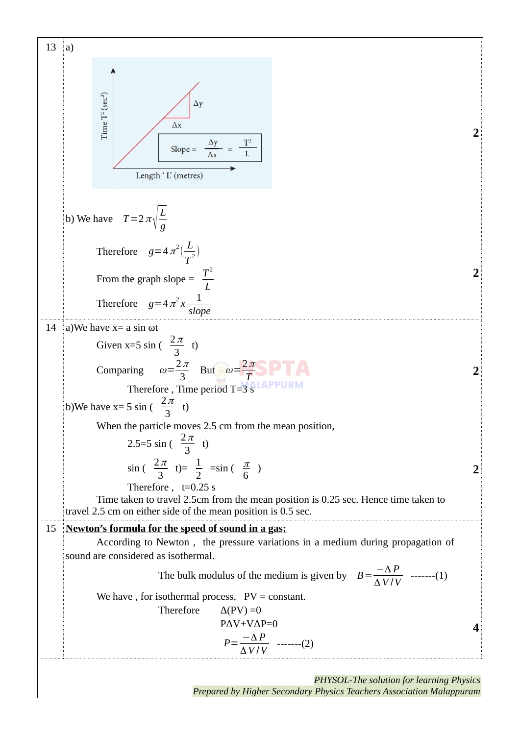| Q | Answer | Marks |
|---|---|---|
| 13 | a) Graph: Time $T^2$ (sec²) vs Length 'L' (metres); Slope = $\frac{\Delta y}{\Delta x} = \frac{T^2}{L}$ | 2 |
| | b) We have $T=2\pi\sqrt{\frac{L}{g}}$ <br> Therefore $g=4\pi^2(\frac{L}{T^2})$ <br> From the graph slope = $\frac{T^2}{L}$ <br> Therefore $g=4\pi^2 x \frac{1}{slope}$ | 2 |
| 14 | a)We have x= a sin ωt <br> Given x=5 sin ( $\frac{2\pi}{3}$ t) <br> Comparing $\omega=\frac{2\pi}{3}$ But $\omega=\frac{2\pi}{T}$ <br> Therefore , Time period T=3 s | 2 |
| | b)We have x= 5 sin ( $\frac{2\pi}{3}$ t) <br> When the particle moves 2.5 cm from the mean position, <br> 2.5=5 sin ( $\frac{2\pi}{3}$ t) <br> sin ( $\frac{2\pi}{3}$ t)= $\frac{1}{2}$ =sin ( $\frac{\pi}{6}$ ) <br> Therefore , t=0.25 s <br> Time taken to travel 2.5cm from the mean position is 0.25 sec. Hence time taken to travel 2.5 cm on either side of the mean position is 0.5 sec. | 2 |
| 15 | **Newton's formula for the speed of sound in a gas:** <br> According to Newton , the pressure variations in a medium during propagation of sound are considered as isothermal. <br> The bulk modulus of the medium is given by $B=\frac{-\Delta P}{\Delta V/V}$ -------(1) <br> We have , for isothermal process, PV = constant. <br> Therefore Δ(PV) =0 <br> PΔV+VΔP=0 <br> $P=\frac{-\Delta P}{\Delta V/V}$ -------(2) | 4 |

*PHYSOL-The solution for learning Physics*
*Prepared by Higher Secondary Physics Teachers Association Malappuram*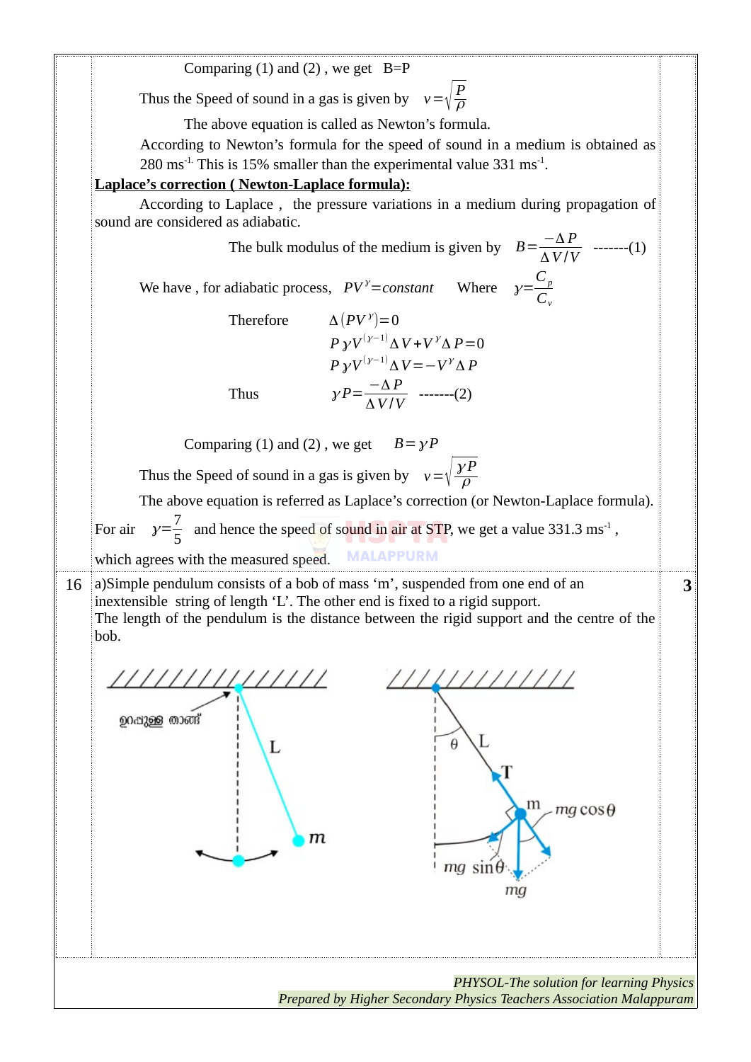Comparing (1) and (2) , we get B=P

Thus the Speed of sound in a gas is given by $v = \sqrt{\frac{P}{\rho}}$

The above equation is called as Newton's formula.

According to Newton's formula for the speed of sound in a medium is obtained as 280 $ms^{-1}$. This is 15% smaller than the experimental value 331 $ms^{-1}$.

**Laplace's correction ( Newton-Laplace formula):**

According to Laplace , the pressure variations in a medium during propagation of sound are considered as adiabatic.

The bulk modulus of the medium is given by $B = \frac{-\Delta P}{\Delta V / V}$ -------(1)

We have , for adiabatic process, $PV^{\gamma} = constant$ Where $\gamma = \frac{C_p}{C_v}$

Therefore $\Delta(PV^{\gamma}) = 0$

$P\gamma V^{(\gamma-1)}\Delta V + V^{\gamma}\Delta P = 0$

$P\gamma V^{(\gamma-1)}\Delta V = -V^{\gamma}\Delta P$

Thus $\gamma P = \frac{-\Delta P}{\Delta V / V}$ -------(2)

Comparing (1) and (2) , we get $B = \gamma P$

Thus the Speed of sound in a gas is given by $v = \sqrt{\frac{\gamma P}{\rho}}$

The above equation is referred as Laplace's correction (or Newton-Laplace formula).

For air $\gamma = \frac{7}{5}$ and hence the speed of sound in air at STP, we get a value 331.3 $ms^{-1}$ , which agrees with the measured speed.

| 16 | a)Simple pendulum consists of a bob of mass 'm', suspended from one end of an inextensible string of length 'L'. The other end is fixed to a rigid support. The length of the pendulum is the distance between the rigid support and the centre of the bob. | 3 |
|---|---|---|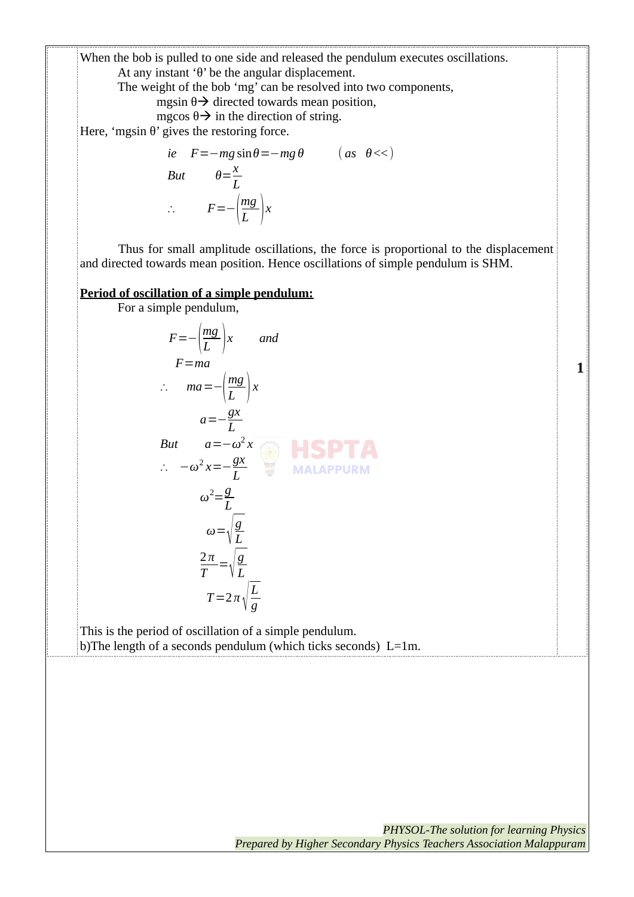When the bob is pulled to one side and released the pendulum executes oscillations.

At any instant 'θ' be the angular displacement.

The weight of the bob 'mg' can be resolved into two components,

mgsin θ→ directed towards mean position,

mgcos θ→ in the direction of string.

Here, 'mgsin θ' gives the restoring force.

$$ie \quad F=-mg\sin\theta=-mg\theta \qquad (as \quad \theta<<)$$

$$But \qquad \theta=\frac{x}{L}$$

$$\therefore \qquad F=-\left(\frac{mg}{L}\right)x$$

Thus for small amplitude oscillations, the force is proportional to the displacement and directed towards mean position. Hence oscillations of simple pendulum is SHM.

**<u>Period of oscillation of a simple pendulum:</u>**

For a simple pendulum,

$$F=-\left(\frac{mg}{L}\right)x \qquad and$$

$$F=ma$$

$$\therefore \quad ma=-\left(\frac{mg}{L}\right)x$$

$$a=-\frac{gx}{L}$$

$$But \qquad a=-\omega^2 x$$

$$\therefore \quad -\omega^2 x=-\frac{gx}{L}$$

$$\omega^2=\frac{g}{L}$$

$$\omega=\sqrt{\frac{g}{L}}$$

$$\frac{2\pi}{T}=\sqrt{\frac{g}{L}}$$

$$T=2\pi\sqrt{\frac{L}{g}}$$

This is the period of oscillation of a simple pendulum.

b)The length of a seconds pendulum (which ticks seconds) L=1m.

**1**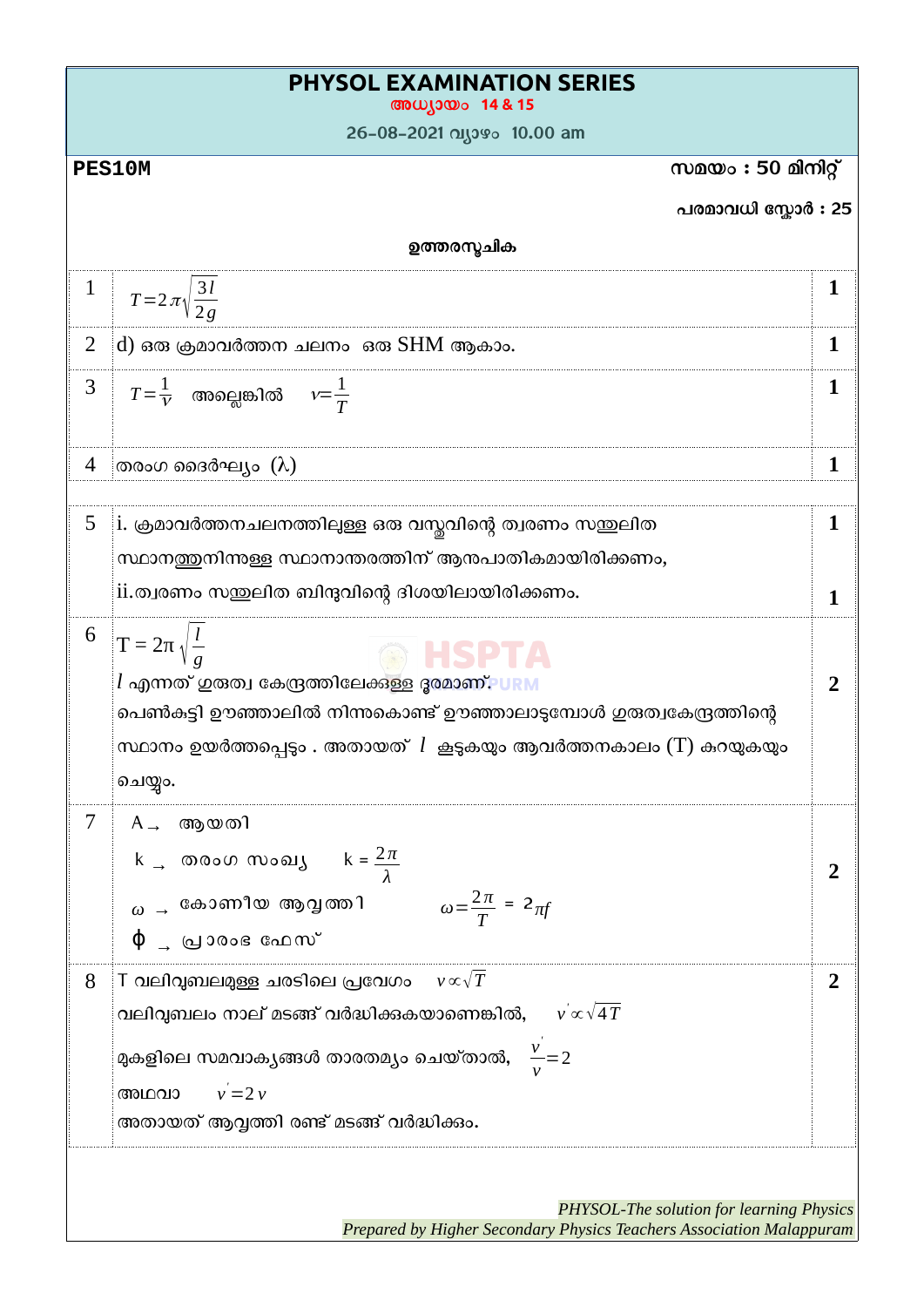# PHYSOL EXAMINATION SERIES

**അധ്യായം 14 & 15**

26-08-2021 വ്യാഴം 10.00 am

**PES10M** | **സമയം : 50 മിനിറ്റ്**

**പരമാവധി സ്കോർ : 25**

## ഉത്തരസൂചിക

| | | |
|---|---|---|
| 1 | $T=2\pi\sqrt{\frac{3l}{2g}}$ | 1 |
| 2 | d) ഒരു ക്രമാവർത്തന ചലനം ഒരു SHM ആകാം. | 1 |
| 3 | $T=\frac{1}{\nu}$ അല്ലെങ്കിൽ $\nu=\frac{1}{T}$ | 1 |
| 4 | തരംഗ ദൈർഘ്യം ($\lambda$) | 1 |
| 5 | i. ക്രമാവർത്തനചലനത്തിലുള്ള ഒരു വസ്തുവിന്റെ ത്വരണം സന്തുലിത സ്ഥാനത്തുനിന്നുള്ള സ്ഥാനാന്തരത്തിന് ആനുപാതികമായിരിക്കണം,<br>ii.ത്വരണം സന്തുലിത ബിന്ദുവിന്റെ ദിശയിലായിരിക്കണം. | 1<br>1 |
| 6 | $T = 2\pi\sqrt{\frac{l}{g}}$<br>$l$ എന്നത് ഗുരുത്വ കേന്ദ്രത്തിലേക്കുള്ള ദൂരമാണ്.<br>പെൺകുട്ടി ഊഞ്ഞാലിൽ നിന്നുകൊണ്ട് ഊഞ്ഞാലാടുമ്പോൾ ഗുരുത്വകേന്ദ്രത്തിന്റെ സ്ഥാനം ഉയർത്തപ്പെടും . അതായത് $l$ കുടുകയും ആവർത്തനകാലം (T) കുറയുകയും ചെയ്യും. | 2 |
| 7 | A → ആയതി<br>k → തരംഗ സംഖ്യ $k = \frac{2\pi}{\lambda}$<br>$\omega$ → കോണീയ ആവൃത്തി $\omega=\frac{2\pi}{T} = 2\pi f$<br>$\phi$ → പ്രാരംഭ ഫേസ് | 2 |
| 8 | T വലിവുബലമുള്ള ചരടിലെ പ്രവേഗം $v\propto\sqrt{T}$<br>വലിവുബലം നാല് മടങ്ങ് വർദ്ധിക്കുകയാണെങ്കിൽ, $v'\propto\sqrt{4T}$<br>മുകളിലെ സമവാക്യങ്ങൾ താരതമ്യം ചെയ്താൽ, $\frac{v'}{v}=2$<br>അഥവാ $v'=2v$<br>അതായത് ആവൃത്തി രണ്ട് മടങ്ങ് വർദ്ധിക്കും. | 2 |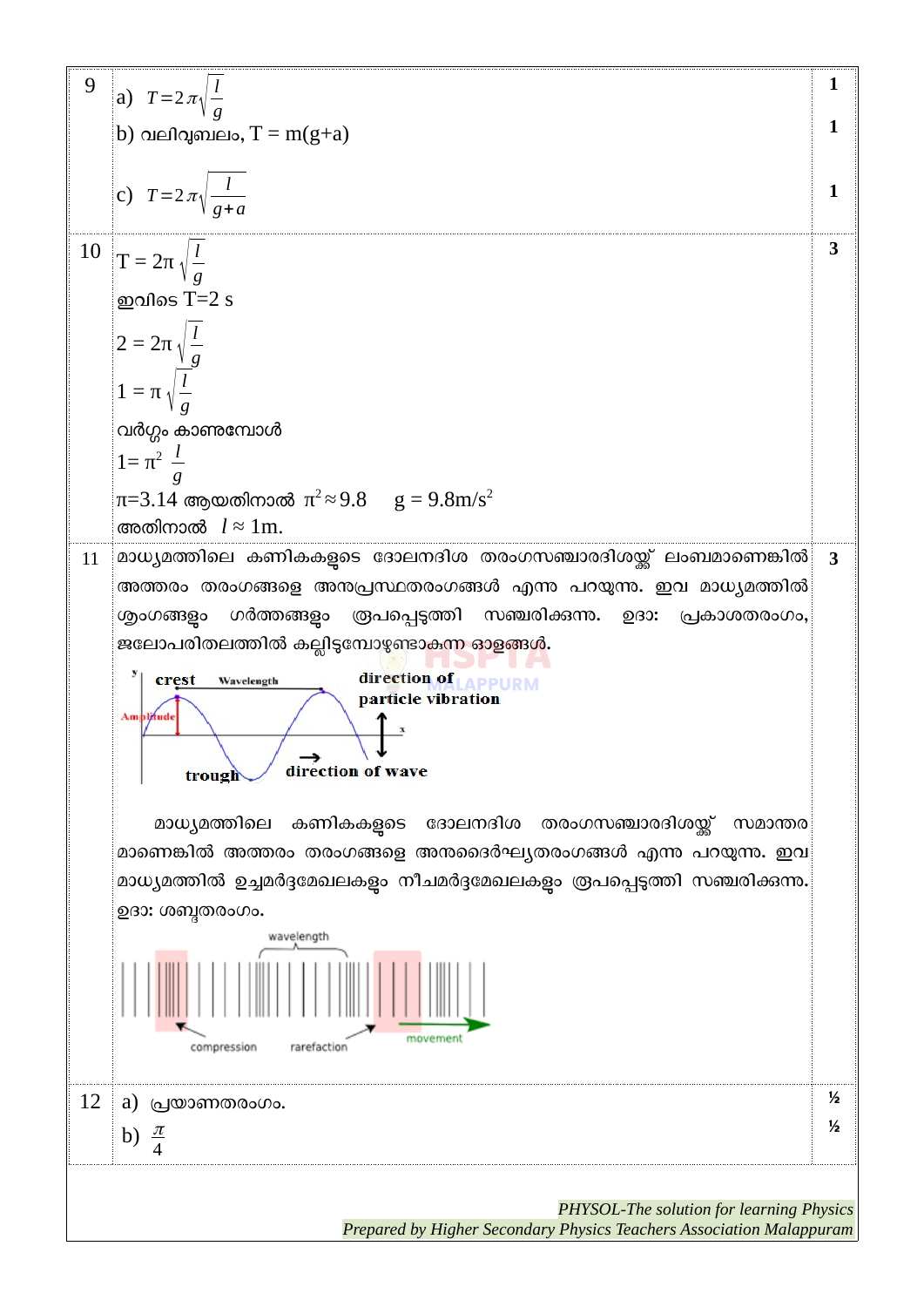| | | |
|---|---|---|
| 9 | a) $T=2\pi\sqrt{\frac{l}{g}}$ <br> b) വലിവുബലം, T = m(g+a) <br> c) $T=2\pi\sqrt{\frac{l}{g+a}}$ | 1 <br> 1 <br> 1 |
| 10 | $T = 2\pi\sqrt{\frac{l}{g}}$ <br> ഇവിടെ T=2 s <br> $2 = 2\pi\sqrt{\frac{l}{g}}$ <br> $1 = \pi\sqrt{\frac{l}{g}}$ <br> വർഗ്ഗം കാണുമ്പോൾ <br> $1= \pi^2 \frac{l}{g}$ <br> π=3.14 ആയതിനാൽ $\pi^2 \approx 9.8$ $g = 9.8 m/s^2$ <br> അതിനാൽ $l \approx 1m$. | 3 |
| 11 | മാധ്യമത്തിലെ കണികകളുടെ ദോലനദിശ തരംഗസഞ്ചാരദിശയ്ക്ക് ലംബമാണെങ്കിൽ അത്തരം തരംഗങ്ങളെ അനുപ്രസ്ഥതരംഗങ്ങൾ എന്നു പറയുന്നു. ഇവ മാധ്യമത്തിൽ ശൃംഗങ്ങളും ഗർത്തങ്ങളും രൂപപ്പെടുത്തി സഞ്ചരിക്കുന്നു. ഉദാ: പ്രകാശതരംഗം, ജലോപരിതലത്തിൽ കല്ലിടുമ്പോഴുണ്ടാകുന്ന ഓളങ്ങൾ. <br> crest, Wavelength, Amplitude, trough, direction of particle vibration, direction of wave <br> മാധ്യമത്തിലെ കണികകളുടെ ദോലനദിശ തരംഗസഞ്ചാരദിശയ്ക്ക് സമാന്തരമാണെങ്കിൽ അത്തരം തരംഗങ്ങളെ അനുദൈർഘ്യതരംഗങ്ങൾ എന്നു പറയുന്നു. ഇവ മാധ്യമത്തിൽ ഉച്ചമർദ്ദമേഖലകളും നീചമർദ്ദമേഖലകളും രൂപപ്പെടുത്തി സഞ്ചരിക്കുന്നു. ഉദാ: ശബ്ദതരംഗം. <br> wavelength, compression, rarefaction, movement | 3 |
| 12 | a) പ്രയാണതരംഗം. <br> b) $\frac{\pi}{4}$ | ½ <br> ½ |

*PHYSOL-The solution for learning Physics*
*Prepared by Higher Secondary Physics Teachers Association Malappuram*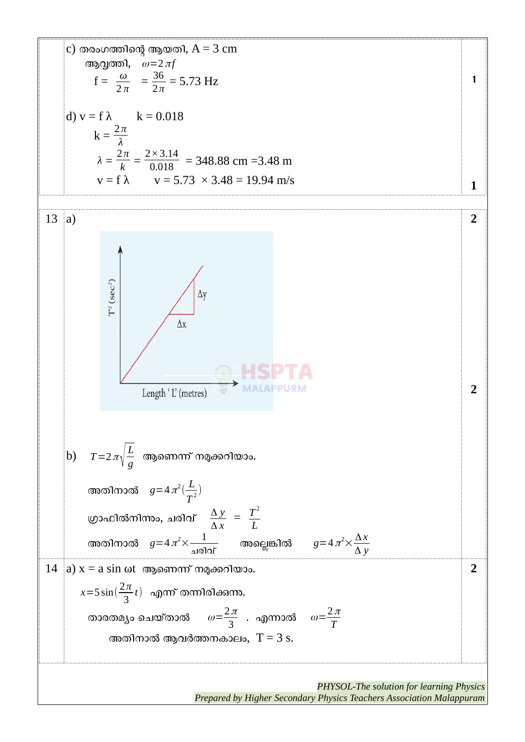c) തരംഗത്തിന്റെ ആയതി, A = 3 cm

ആവൃത്തി, $\omega = 2\pi f$

$f = \frac{\omega}{2\pi} = \frac{36}{2\pi} = 5.73$ Hz **1**

d) $v = f\lambda$ $k = 0.018$

$k = \frac{2\pi}{\lambda}$

$\lambda = \frac{2\pi}{k} = \frac{2 \times 3.14}{0.018} = 348.88$ cm $= 3.48$ m

$v = f\lambda$ $v = 5.73 \times 3.48 = 19.94$ m/s **1**

---

**13** a) **2**

(Graph: $T^2$ (sec$^2$) vs Length 'L' (metres), straight line through origin with $\Delta x$ and $\Delta y$ marked) **2**

b) $T = 2\pi\sqrt{\frac{L}{g}}$ ആണെന്ന് നമുക്കറിയാം.

അതിനാൽ $g = 4\pi^2 \left(\frac{L}{T^2}\right)$

ഗ്രാഫിൽനിന്നും, ചരിവ് $\frac{\Delta y}{\Delta x} = \frac{T^2}{L}$

അതിനാൽ $g = 4\pi^2 \times \frac{1}{\text{ചരിവ്}}$ അല്ലെങ്കിൽ $g = 4\pi^2 \times \frac{\Delta x}{\Delta y}$

---

**14** a) $x = a \sin \omega t$ ആണെന്ന് നമുക്കറിയാം. **2**

$x = 5\sin\left(\frac{2\pi}{3}t\right)$ എന്ന് തന്നിരിക്കുന്നു.

താരതമ്യം ചെയ്താൽ $\omega = \frac{2\pi}{3}$ . എന്നാൽ $\omega = \frac{2\pi}{T}$

അതിനാൽ ആവർത്തനകാലം, T = 3 s.

*PHYSOL-The solution for learning Physics*
*Prepared by Higher Secondary Physics Teachers Association Malappuram*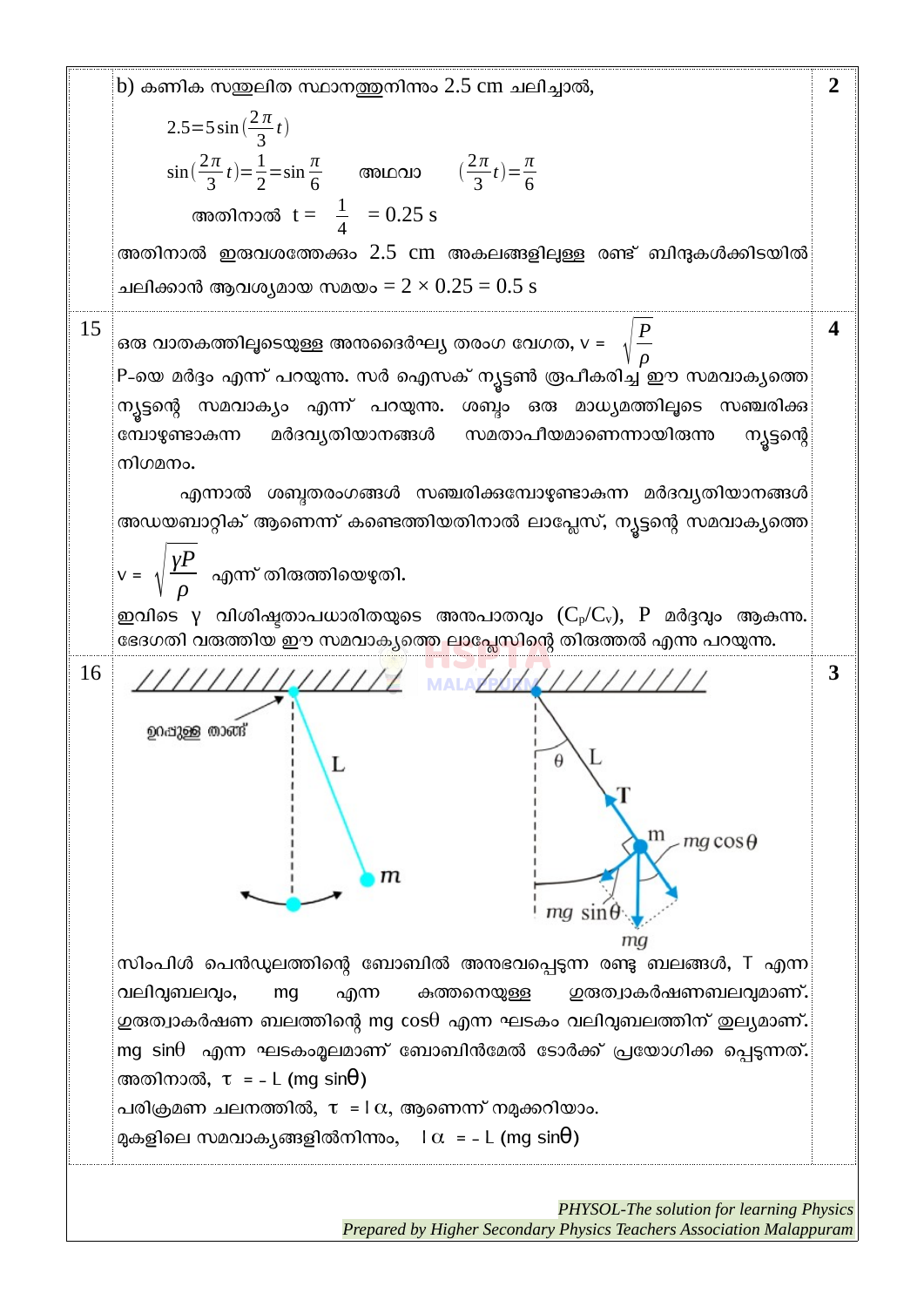| | | |
|---|---|---|
| | b) കണിക സന്തുലിത സ്ഥാനത്തുനിന്നും 2.5 cm ചലിച്ചാൽ,<br><br>$2.5 = 5\sin\left(\frac{2\pi}{3}t\right)$<br><br>$\sin\left(\frac{2\pi}{3}t\right) = \frac{1}{2} = \sin\frac{\pi}{6}$ അഥവാ $\left(\frac{2\pi}{3}t\right) = \frac{\pi}{6}$<br><br>അതിനാൽ $t = \frac{1}{4} = 0.25$ s<br><br>അതിനാൽ ഇരുവശത്തേക്കും 2.5 cm അകലങ്ങളിലുള്ള രണ്ട് ബിന്ദുകൾക്കിടയിൽ ചലിക്കാൻ ആവശ്യമായ സമയം = 2 × 0.25 = 0.5 s | **2** |
| 15 | ഒരു വാതകത്തിലൂടെയുള്ള അനുദൈർഘ്യ തരംഗ വേഗത, $v = \sqrt{\frac{P}{\rho}}$<br><br>P-യെ മർദ്ദം എന്ന് പറയുന്നു. സർ ഐസക് ന്യൂട്ടൺ രൂപീകരിച്ച ഈ സമവാക്യത്തെ ന്യൂട്ടന്റെ സമവാക്യം എന്ന് പറയുന്നു. ശബ്ദം ഒരു മാധ്യമത്തിലൂടെ സഞ്ചരിക്കമ്പോഴുണ്ടാകുന്ന മർദവ്യതിയാനങ്ങൾ സമതാപീയമാണെന്നായിരുന്നു ന്യൂട്ടന്റെ നിഗമനം.<br><br>എന്നാൽ ശബ്ദതരംഗങ്ങൾ സഞ്ചരിക്കുമ്പോഴുണ്ടാകുന്ന മർദവ്യതിയാനങ്ങൾ അഡയബാറ്റിക് ആണെന്ന് കണ്ടെത്തിയതിനാൽ ലാപ്ലേസ്, ന്യൂട്ടന്റെ സമവാക്യത്തെ<br><br>$v = \sqrt{\frac{\gamma P}{\rho}}$ എന്ന് തിരുത്തിയെഴുതി.<br><br>ഇവിടെ γ വിശിഷ്ടതാപധാരിതയുടെ അനുപാതവും $(C_p/C_v)$, P മർദ്ദവും ആകുന്നു. ഭേദഗതി വരുത്തിയ ഈ സമവാക്യത്തെ ലാപ്ലേസിന്റെ തിരുത്തൽ എന്നു പറയുന്നു. | **4** |
| 16 | ഉറപ്പുള്ള താങ്ങ്, L, m; θ, L, T, m, $mg\cos\theta$, $mg\sin\theta$, mg<br><br>സിംപിൾ പെൻഡുലത്തിന്റെ ബോബിൽ അനുഭവപ്പെടുന്ന രണ്ടു ബലങ്ങൾ, T എന്ന വലിവുബലവും, mg എന്ന ഭാരത്തെയുള്ള ഗുരുത്വാകർഷണബലവുമാണ്. ഗുരുത്വാകർഷണ ബലത്തിന്റെ $mg\cos\theta$ എന്ന ഘടകം വലിവുബലത്തിന് തുല്യമാണ്. $mg\sin\theta$ എന്ന ഘടകംമൂലമാണ് ബോബിൻമേൽ ടോർക്ക് പ്രയോഗിക്ക പ്പെടുന്നത്.<br><br>അതിനാൽ, $\tau = -L\,(mg\sin\theta)$<br><br>പരിക്രമണ ചലനത്തിൽ, $\tau = I\alpha$, ആണെന്ന് നമുക്കറിയാം.<br><br>മുകളിലെ സമവാക്യങ്ങളിൽനിന്നും, $I\alpha = -L\,(mg\sin\theta)$ | **3** |

*PHYSOL-The solution for learning Physics*
*Prepared by Higher Secondary Physics Teachers Association Malappuram*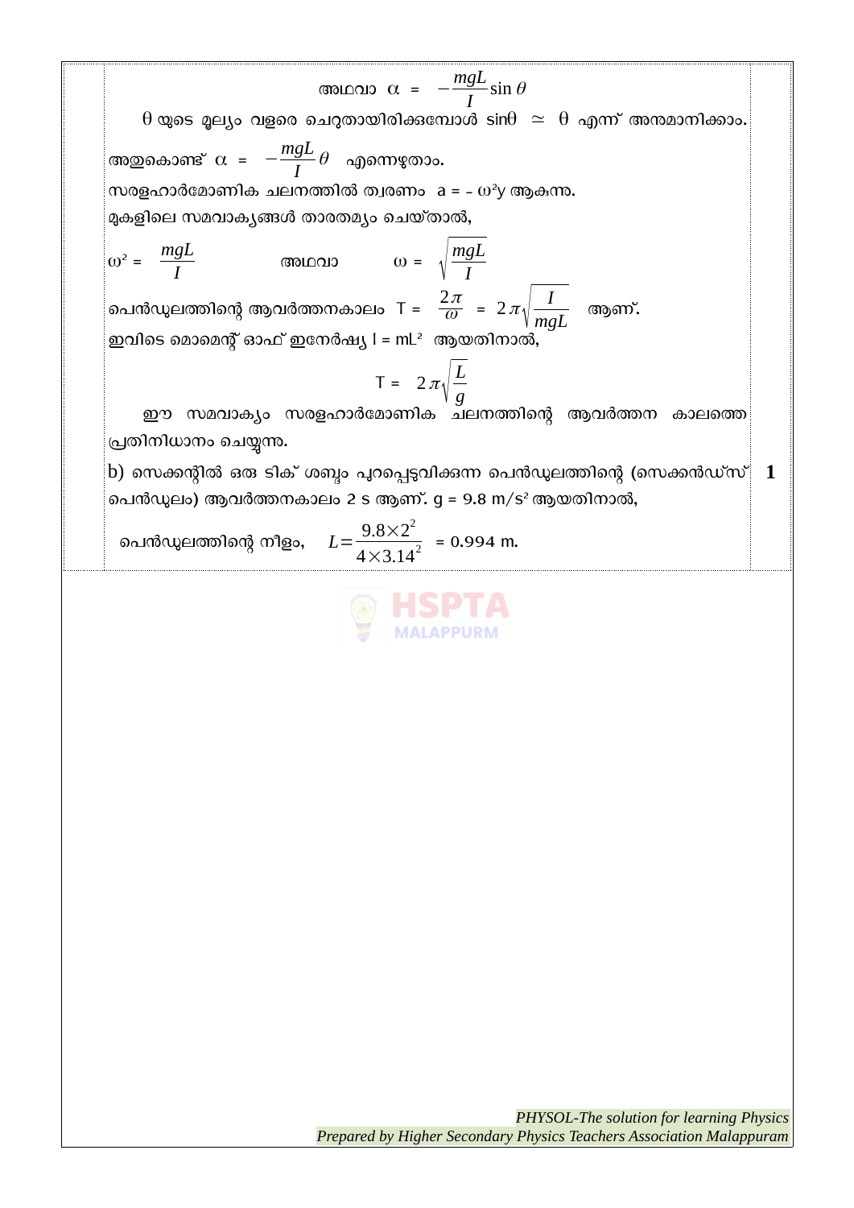അഥവാ $\alpha = -\dfrac{mgL}{I}\sin\theta$

$\theta$ യുടെ മൂല്യം വളരെ ചെറുതായിരിക്കുമ്പോൾ $\sin\theta \simeq \theta$ എന്ന് അനുമാനിക്കാം.

അതുകൊണ്ട് $\alpha = -\dfrac{mgL}{I}\theta$ എന്നെഴുതാം.

സരളഹാർമോണിക ചലനത്തിൽ ത്വരണം $a = -\omega^2 y$ ആകുന്നു.

മുകളിലെ സമവാക്യങ്ങൾ താരതമ്യം ചെയ്താൽ,

$\omega^2 = \dfrac{mgL}{I}$ അഥവാ $\omega = \sqrt{\dfrac{mgL}{I}}$

പെൻഡുലത്തിന്റെ ആവർത്തനകാലം $T = \dfrac{2\pi}{\omega} = 2\pi\sqrt{\dfrac{I}{mgL}}$ ആണ്.

ഇവിടെ മൊമെന്റ് ഓഫ് ഇനേർഷ്യ $I = mL^2$ ആയതിനാൽ,

$$T = 2\pi\sqrt{\frac{L}{g}}$$

ഈ സമവാക്യം സരളഹാർമോണിക ചലനത്തിന്റെ ആവർത്തന കാലത്തെ പ്രതിനിധാനം ചെയ്യുന്നു.

b) സെക്കന്റിൽ ഒരു ടിക് ശബ്ദം പുറപ്പെടുവിക്കുന്ന പെൻഡുലത്തിന്റെ (സെക്കൻഡ്സ് പെൻഡുലം) ആവർത്തനകാലം 2 s ആണ്. $g = 9.8\ m/s^2$ ആയതിനാൽ, **1**

പെൻഡുലത്തിന്റെ നീളം, $L = \dfrac{9.8 \times 2^2}{4 \times 3.14^2} = 0.994$ m.